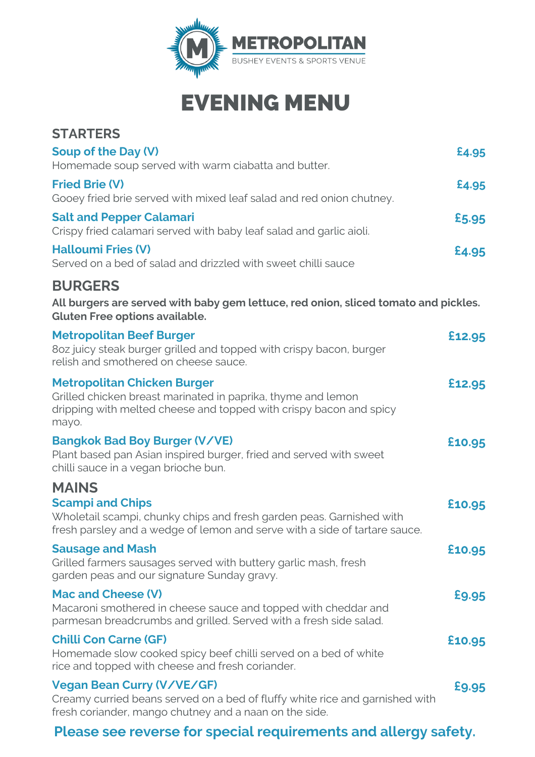# METROPOLITAN

BUSHEY EVENTS & SPORTS VENUE

# EVENING MENU

## STARTERS

**Soup of the Day (V)** — £4.95
Homemade soup served with warm ciabatta and butter.

**Fried Brie (V)** — £4.95
Gooey fried brie served with mixed leaf salad and red onion chutney.

**Salt and Pepper Calamari** — £5.95
Crispy fried calamari served with baby leaf salad and garlic aioli.

**Halloumi Fries (V)** — £4.95
Served on a bed of salad and drizzled with sweet chilli sauce

## BURGERS

**All burgers are served with baby gem lettuce, red onion, sliced tomato and pickles. Gluten Free options available.**

**Metropolitan Beef Burger** — £12.95
8oz juicy steak burger grilled and topped with crispy bacon, burger relish and smothered on cheese sauce.

**Metropolitan Chicken Burger** — £12.95
Grilled chicken breast marinated in paprika, thyme and lemon dripping with melted cheese and topped with crispy bacon and spicy mayo.

**Bangkok Bad Boy Burger (V/VE)** — £10.95
Plant based pan Asian inspired burger, fried and served with sweet chilli sauce in a vegan brioche bun.

## MAINS

**Scampi and Chips** — £10.95
Wholetail scampi, chunky chips and fresh garden peas. Garnished with fresh parsley and a wedge of lemon and serve with a side of tartare sauce.

**Sausage and Mash** — £10.95
Grilled farmers sausages served with buttery garlic mash, fresh garden peas and our signature Sunday gravy.

**Mac and Cheese (V)** — £9.95
Macaroni smothered in cheese sauce and topped with cheddar and parmesan breadcrumbs and grilled. Served with a fresh side salad.

**Chilli Con Carne (GF)** — £10.95
Homemade slow cooked spicy beef chilli served on a bed of white rice and topped with cheese and fresh coriander.

**Vegan Bean Curry (V/VE/GF)** — £9.95
Creamy curried beans served on a bed of fluffy white rice and garnished with fresh coriander, mango chutney and a naan on the side.

**Please see reverse for special requirements and allergy safety.**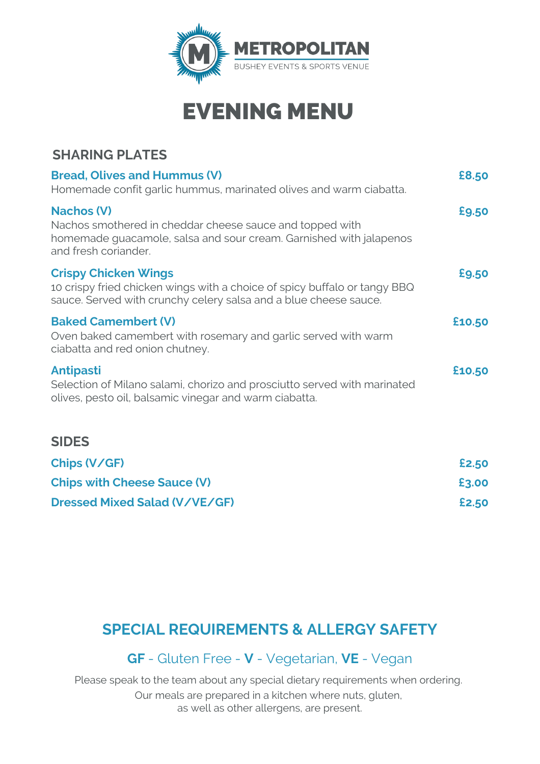METROPOLITAN

BUSHEY EVENTS & SPORTS VENUE

# EVENING MENU

## SHARING PLATES

**Bread, Olives and Hummus (V)** — **£8.50**

Homemade confit garlic hummus, marinated olives and warm ciabatta.

**Nachos (V)** — **£9.50**

Nachos smothered in cheddar cheese sauce and topped with homemade guacamole, salsa and sour cream. Garnished with jalapenos and fresh coriander.

**Crispy Chicken Wings** — **£9.50**

10 crispy fried chicken wings with a choice of spicy buffalo or tangy BBQ sauce. Served with crunchy celery salsa and a blue cheese sauce.

**Baked Camembert (V)** — **£10.50**

Oven baked camembert with rosemary and garlic served with warm ciabatta and red onion chutney.

**Antipasti** — **£10.50**

Selection of Milano salami, chorizo and prosciutto served with marinated olives, pesto oil, balsamic vinegar and warm ciabatta.

## SIDES

**Chips (V/GF)** — **£2.50**

**Chips with Cheese Sauce (V)** — **£3.00**

**Dressed Mixed Salad (V/VE/GF)** — **£2.50**

## SPECIAL REQUIREMENTS & ALLERGY SAFETY

**GF** - Gluten Free - **V** - Vegetarian, **VE** - Vegan

Please speak to the team about any special dietary requirements when ordering.
Our meals are prepared in a kitchen where nuts, gluten, as well as other allergens, are present.